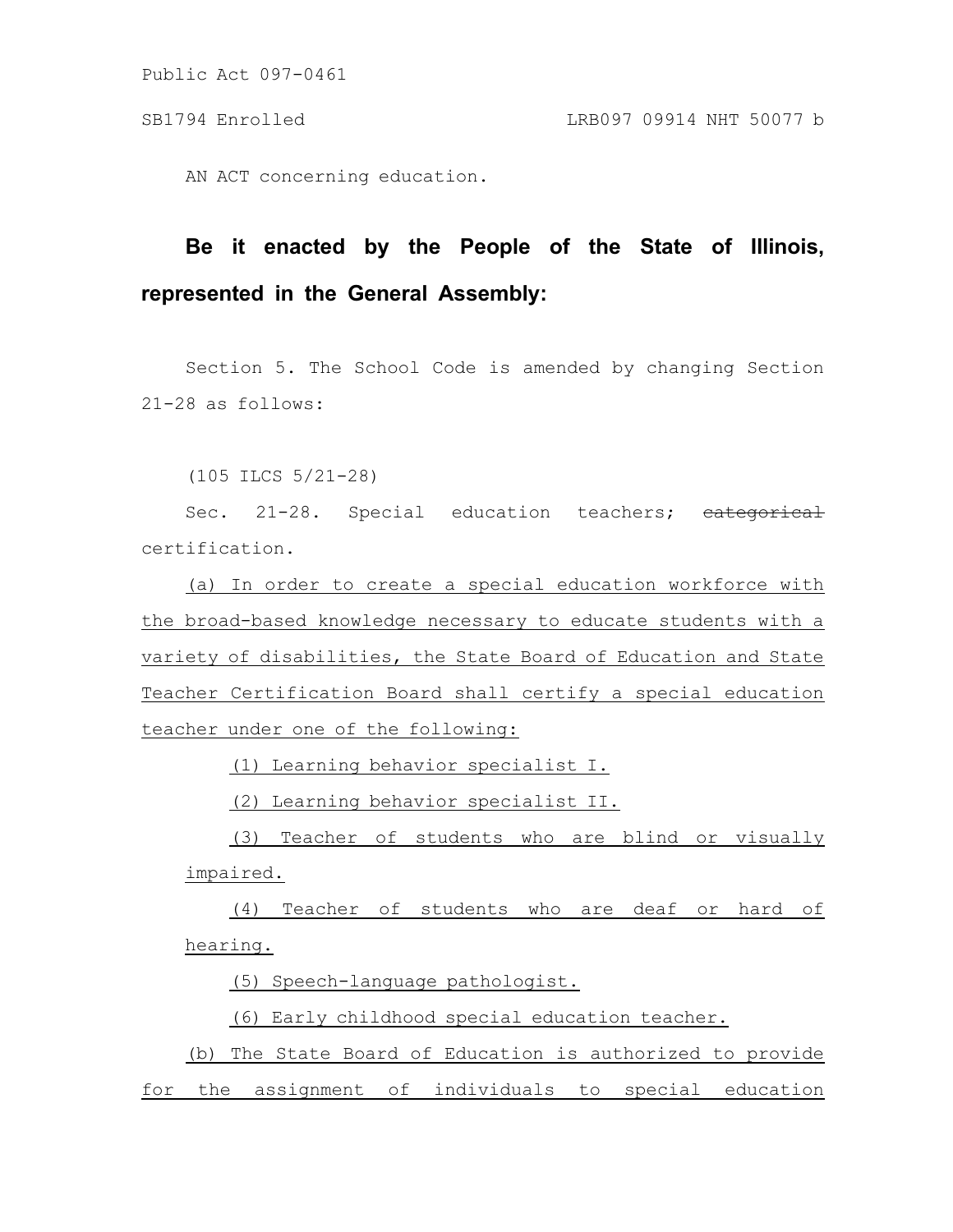Public Act 097-0461

SB1794 Enrolled LRB097 09914 NHT 50077 b

AN ACT concerning education.

**Be it enacted by the People of the State of Illinois, represented in the General Assembly:**

Section 5. The School Code is amended by changing Section 21-28 as follows:

(105 ILCS 5/21-28)

Sec. 21-28. Special education teachers; ~~categorical~~ certification.

<u>(a) In order to create a special education workforce with the broad-based knowledge necessary to educate students with a variety of disabilities, the State Board of Education and State Teacher Certification Board shall certify a special education teacher under one of the following:</u>

<u>(1) Learning behavior specialist I.</u>

<u>(2) Learning behavior specialist II.</u>

<u>(3) Teacher of students who are blind or visually impaired.</u>

<u>(4) Teacher of students who are deaf or hard of hearing.</u>

<u>(5) Speech-language pathologist.</u>

<u>(6) Early childhood special education teacher.</u>

<u>(b) The State Board of Education is authorized to provide for the assignment of individuals to special education</u>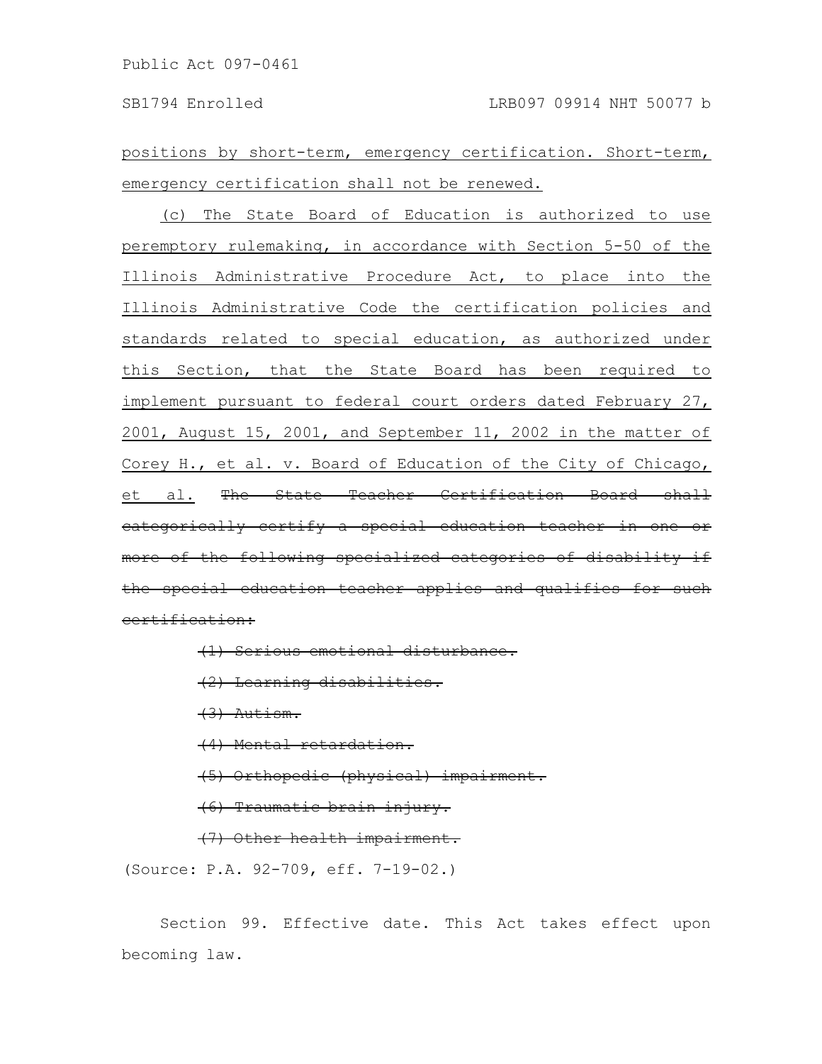positions by short-term, emergency certification. Short-term, emergency certification shall not be renewed.

(c) The State Board of Education is authorized to use peremptory rulemaking, in accordance with Section 5-50 of the Illinois Administrative Procedure Act, to place into the Illinois Administrative Code the certification policies and standards related to special education, as authorized under this Section, that the State Board has been required to implement pursuant to federal court orders dated February 27, 2001, August 15, 2001, and September 11, 2002 in the matter of Corey H., et al. v. Board of Education of the City of Chicago, et al. ~~The State Teacher Certification Board shall categorically certify a special education teacher in one or more of the following specialized categories of disability if the special education teacher applies and qualifies for such certification:~~

~~(1) Serious emotional disturbance.~~

~~(2) Learning disabilities.~~

~~(3) Autism.~~

~~(4) Mental retardation.~~

~~(5) Orthopedic (physical) impairment.~~

~~(6) Traumatic brain injury.~~

~~(7) Other health impairment.~~

(Source: P.A. 92-709, eff. 7-19-02.)

Section 99. Effective date. This Act takes effect upon becoming law.